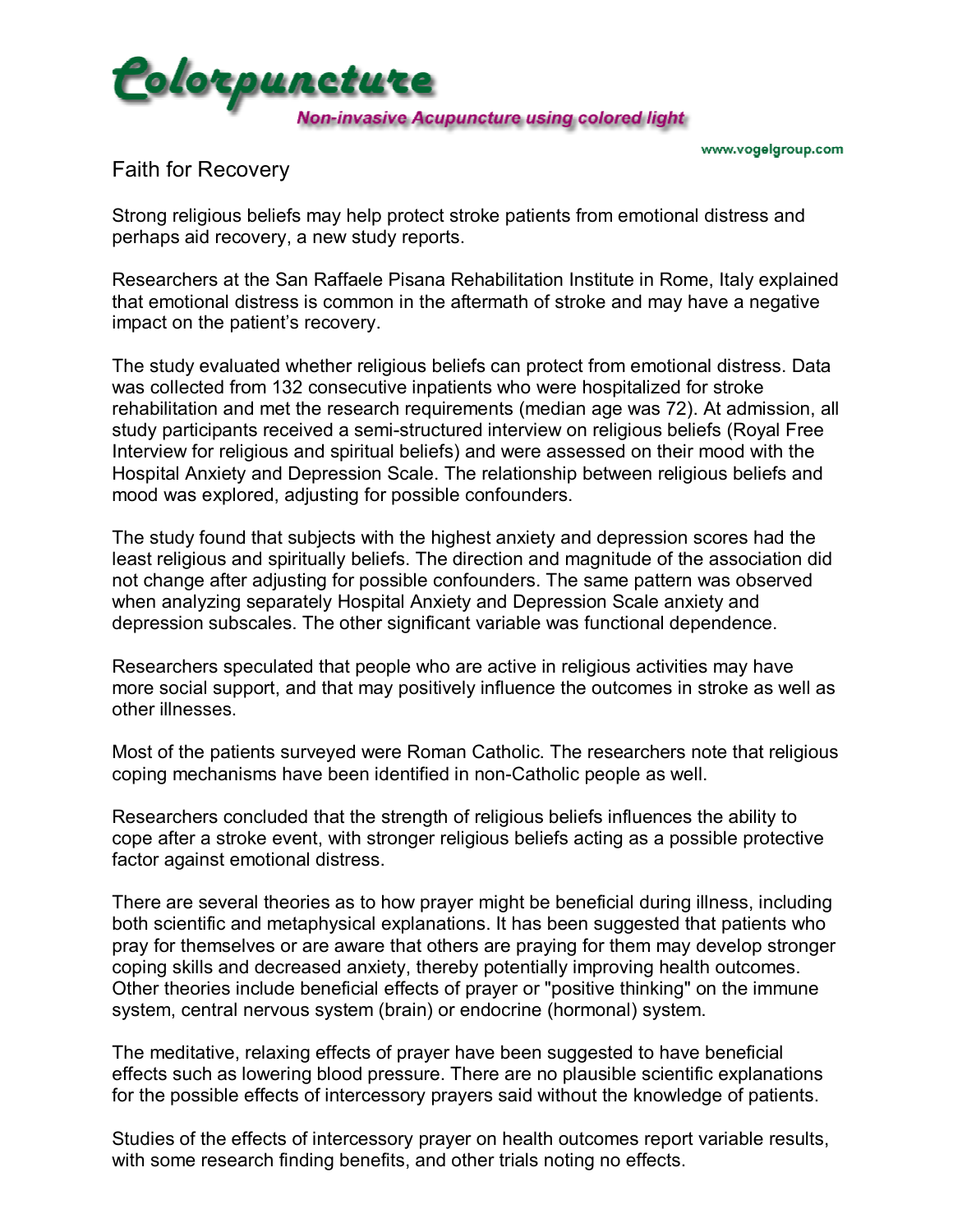# Colorpuncture

**Non-invasive Acupuncture using colored light**

www.vogelgroup.com

## Faith for Recovery

Strong religious beliefs may help protect stroke patients from emotional distress and perhaps aid recovery, a new study reports.

Researchers at the San Raffaele Pisana Rehabilitation Institute in Rome, Italy explained that emotional distress is common in the aftermath of stroke and may have a negative impact on the patient's recovery.

The study evaluated whether religious beliefs can protect from emotional distress. Data was collected from 132 consecutive inpatients who were hospitalized for stroke rehabilitation and met the research requirements (median age was 72). At admission, all study participants received a semi-structured interview on religious beliefs (Royal Free Interview for religious and spiritual beliefs) and were assessed on their mood with the Hospital Anxiety and Depression Scale. The relationship between religious beliefs and mood was explored, adjusting for possible confounders.

The study found that subjects with the highest anxiety and depression scores had the least religious and spiritually beliefs. The direction and magnitude of the association did not change after adjusting for possible confounders. The same pattern was observed when analyzing separately Hospital Anxiety and Depression Scale anxiety and depression subscales. The other significant variable was functional dependence.

Researchers speculated that people who are active in religious activities may have more social support, and that may positively influence the outcomes in stroke as well as other illnesses.

Most of the patients surveyed were Roman Catholic. The researchers note that religious coping mechanisms have been identified in non-Catholic people as well.

Researchers concluded that the strength of religious beliefs influences the ability to cope after a stroke event, with stronger religious beliefs acting as a possible protective factor against emotional distress.

There are several theories as to how prayer might be beneficial during illness, including both scientific and metaphysical explanations. It has been suggested that patients who pray for themselves or are aware that others are praying for them may develop stronger coping skills and decreased anxiety, thereby potentially improving health outcomes. Other theories include beneficial effects of prayer or "positive thinking" on the immune system, central nervous system (brain) or endocrine (hormonal) system.

The meditative, relaxing effects of prayer have been suggested to have beneficial effects such as lowering blood pressure. There are no plausible scientific explanations for the possible effects of intercessory prayers said without the knowledge of patients.

Studies of the effects of intercessory prayer on health outcomes report variable results, with some research finding benefits, and other trials noting no effects.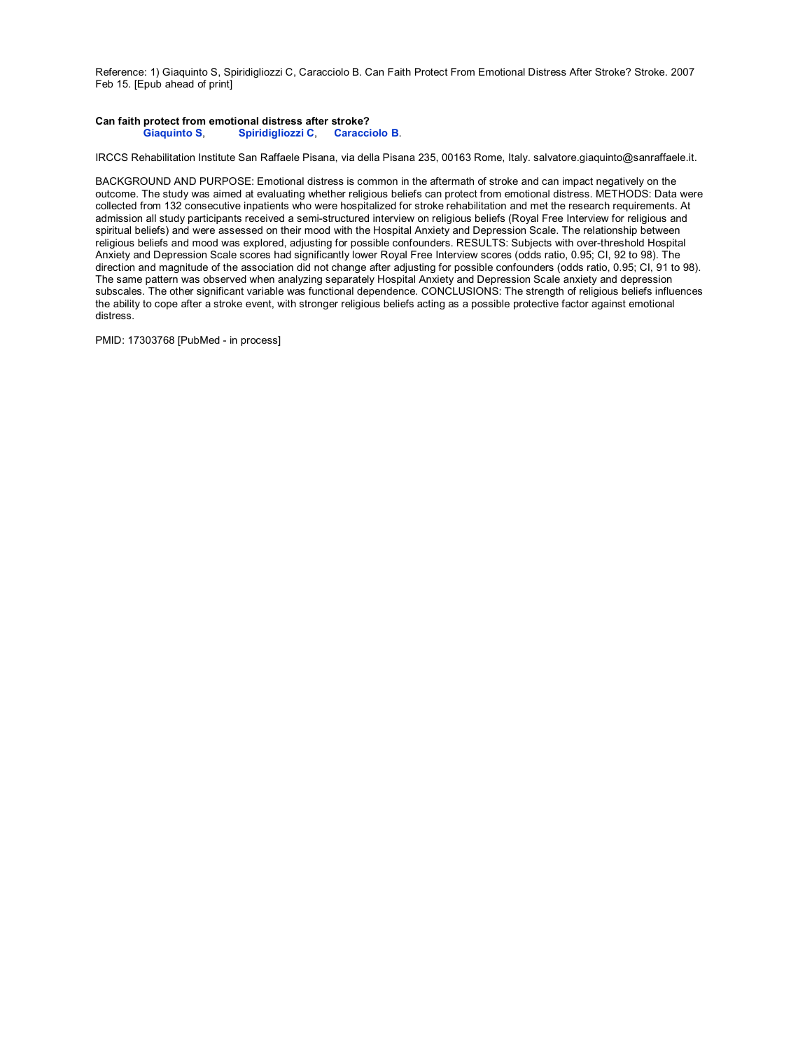Reference: 1) Giaquinto S, Spiridigliozzi C, Caracciolo B. Can Faith Protect From Emotional Distress After Stroke? Stroke. 2007 Feb 15. [Epub ahead of print]

**Can faith protect from emotional distress after stroke?**
**Giaquinto S**, **Spiridigliozzi C**, **Caracciolo B**.

IRCCS Rehabilitation Institute San Raffaele Pisana, via della Pisana 235, 00163 Rome, Italy. salvatore.giaquinto@sanraffaele.it.

BACKGROUND AND PURPOSE: Emotional distress is common in the aftermath of stroke and can impact negatively on the outcome. The study was aimed at evaluating whether religious beliefs can protect from emotional distress. METHODS: Data were collected from 132 consecutive inpatients who were hospitalized for stroke rehabilitation and met the research requirements. At admission all study participants received a semi-structured interview on religious beliefs (Royal Free Interview for religious and spiritual beliefs) and were assessed on their mood with the Hospital Anxiety and Depression Scale. The relationship between religious beliefs and mood was explored, adjusting for possible confounders. RESULTS: Subjects with over-threshold Hospital Anxiety and Depression Scale scores had significantly lower Royal Free Interview scores (odds ratio, 0.95; CI, 92 to 98). The direction and magnitude of the association did not change after adjusting for possible confounders (odds ratio, 0.95; CI, 91 to 98). The same pattern was observed when analyzing separately Hospital Anxiety and Depression Scale anxiety and depression subscales. The other significant variable was functional dependence. CONCLUSIONS: The strength of religious beliefs influences the ability to cope after a stroke event, with stronger religious beliefs acting as a possible protective factor against emotional distress.

PMID: 17303768 [PubMed - in process]